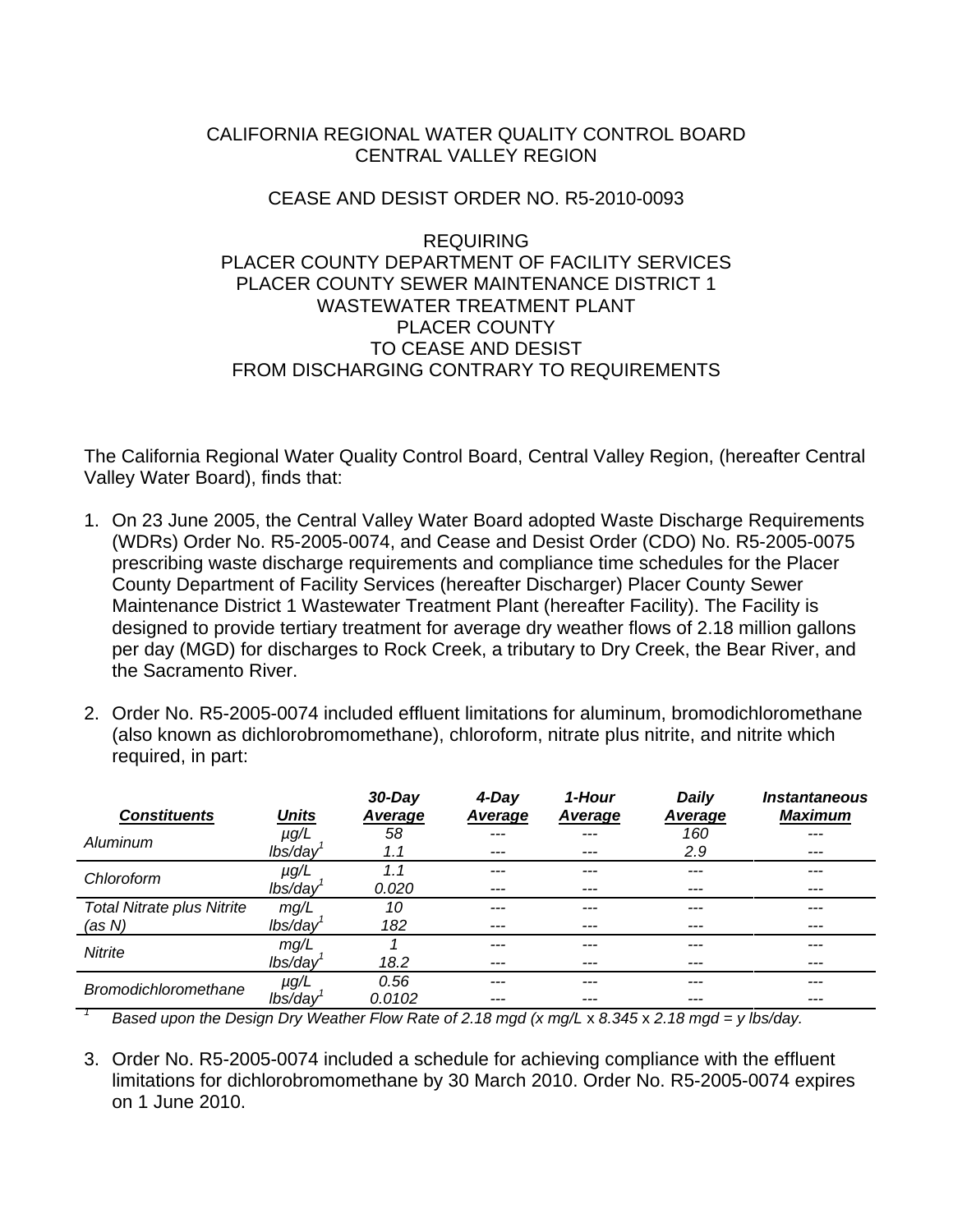CALIFORNIA REGIONAL WATER QUALITY CONTROL BOARD
CENTRAL VALLEY REGION

CEASE AND DESIST ORDER NO. R5-2010-0093

REQUIRING
PLACER COUNTY DEPARTMENT OF FACILITY SERVICES
PLACER COUNTY SEWER MAINTENANCE DISTRICT 1
WASTEWATER TREATMENT PLANT
PLACER COUNTY
TO CEASE AND DESIST
FROM DISCHARGING CONTRARY TO REQUIREMENTS

The California Regional Water Quality Control Board, Central Valley Region, (hereafter Central Valley Water Board), finds that:

1. On 23 June 2005, the Central Valley Water Board adopted Waste Discharge Requirements (WDRs) Order No. R5-2005-0074, and Cease and Desist Order (CDO) No. R5-2005-0075 prescribing waste discharge requirements and compliance time schedules for the Placer County Department of Facility Services (hereafter Discharger) Placer County Sewer Maintenance District 1 Wastewater Treatment Plant (hereafter Facility). The Facility is designed to provide tertiary treatment for average dry weather flows of 2.18 million gallons per day (MGD) for discharges to Rock Creek, a tributary to Dry Creek, the Bear River, and the Sacramento River.

2. Order No. R5-2005-0074 included effluent limitations for aluminum, bromodichloromethane (also known as dichlorobromomethane), chloroform, nitrate plus nitrite, and nitrite which required, in part:

| ***Constituents*** | ***Units*** | ***30-Day Average*** | ***4-Day Average*** | ***1-Hour Average*** | ***Daily Average*** | ***Instantaneous Maximum*** |
|---|---|---|---|---|---|---|
| *Aluminum* | *µg/L* | *58* | --- | --- | *160* | --- |
| | *lbs/day*[1] | *1.1* | --- | --- | *2.9* | --- |
| *Chloroform* | *µg/L* | *1.1* | --- | --- | --- | --- |
| | *lbs/day*[1] | *0.020* | --- | --- | --- | --- |
| *Total Nitrate plus Nitrite (as N)* | *mg/L* | *10* | --- | --- | --- | --- |
| | *lbs/day*[1] | *182* | --- | --- | --- | --- |
| *Nitrite* | *mg/L* | *1* | --- | --- | --- | --- |
| | *lbs/day*[1] | *18.2* | --- | --- | --- | --- |
| *Bromodichloromethane* | *µg/L* | *0.56* | --- | --- | --- | --- |
| | *lbs/day*[1] | *0.0102* | --- | --- | --- | --- |

[1] *Based upon the Design Dry Weather Flow Rate of 2.18 mgd (x mg/L x 8.345 x 2.18 mgd = y lbs/day.*

3. Order No. R5-2005-0074 included a schedule for achieving compliance with the effluent limitations for dichlorobromomethane by 30 March 2010. Order No. R5-2005-0074 expires on 1 June 2010.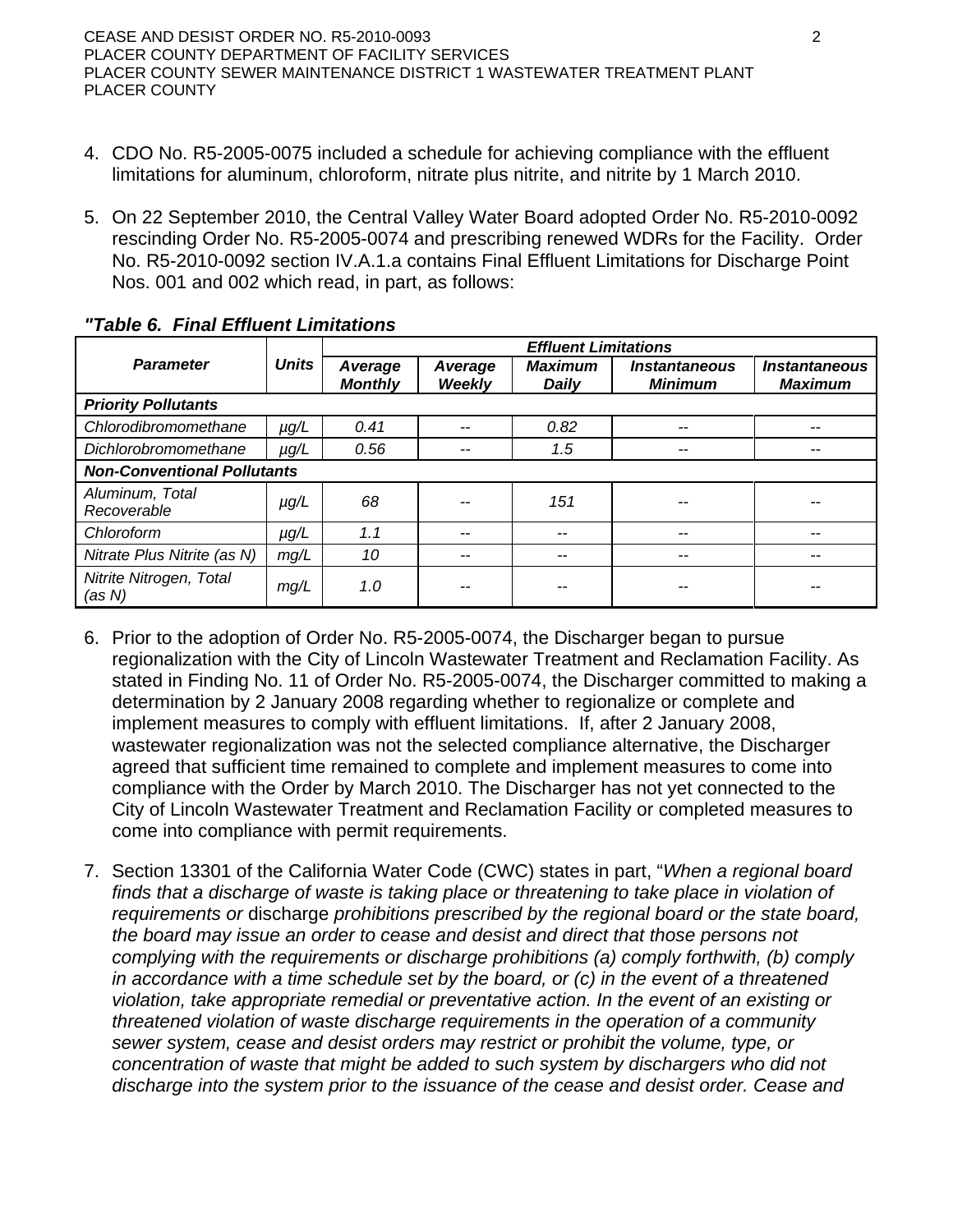4. CDO No. R5-2005-0075 included a schedule for achieving compliance with the effluent limitations for aluminum, chloroform, nitrate plus nitrite, and nitrite by 1 March 2010.

5. On 22 September 2010, the Central Valley Water Board adopted Order No. R5-2010-0092 rescinding Order No. R5-2005-0074 and prescribing renewed WDRs for the Facility. Order No. R5-2010-0092 section IV.A.1.a contains Final Effluent Limitations for Discharge Point Nos. 001 and 002 which read, in part, as follows:

*"Table 6. Final Effluent Limitations*

| *Parameter* | *Units* | *Effluent Limitations* | | | | |
|---|---|---|---|---|---|---|
| | | *Average Monthly* | *Average Weekly* | *Maximum Daily* | *Instantaneous Minimum* | *Instantaneous Maximum* |
| ***Priority Pollutants*** | | | | | | |
| *Chlorodibromomethane* | *µg/L* | *0.41* | -- | *0.82* | -- | -- |
| *Dichlorobromomethane* | *µg/L* | *0.56* | -- | *1.5* | -- | -- |
| ***Non-Conventional Pollutants*** | | | | | | |
| *Aluminum, Total Recoverable* | *µg/L* | *68* | -- | *151* | -- | -- |
| *Chloroform* | *µg/L* | *1.1* | -- | -- | -- | -- |
| *Nitrate Plus Nitrite (as N)* | *mg/L* | *10* | -- | -- | -- | -- |
| *Nitrite Nitrogen, Total (as N)* | *mg/L* | *1.0* | -- | -- | -- | -- |

6. Prior to the adoption of Order No. R5-2005-0074, the Discharger began to pursue regionalization with the City of Lincoln Wastewater Treatment and Reclamation Facility. As stated in Finding No. 11 of Order No. R5-2005-0074, the Discharger committed to making a determination by 2 January 2008 regarding whether to regionalize or complete and implement measures to comply with effluent limitations. If, after 2 January 2008, wastewater regionalization was not the selected compliance alternative, the Discharger agreed that sufficient time remained to complete and implement measures to come into compliance with the Order by March 2010. The Discharger has not yet connected to the City of Lincoln Wastewater Treatment and Reclamation Facility or completed measures to come into compliance with permit requirements.

7. Section 13301 of the California Water Code (CWC) states in part, "*When a regional board finds that a discharge of waste is taking place or threatening to take place in violation of requirements or* discharge *prohibitions prescribed by the regional board or the state board, the board may issue an order to cease and desist and direct that those persons not complying with the requirements or discharge prohibitions (a) comply forthwith, (b) comply in accordance with a time schedule set by the board, or (c) in the event of a threatened violation, take appropriate remedial or preventative action. In the event of an existing or threatened violation of waste discharge requirements in the operation of a community sewer system, cease and desist orders may restrict or prohibit the volume, type, or concentration of waste that might be added to such system by dischargers who did not discharge into the system prior to the issuance of the cease and desist order. Cease and*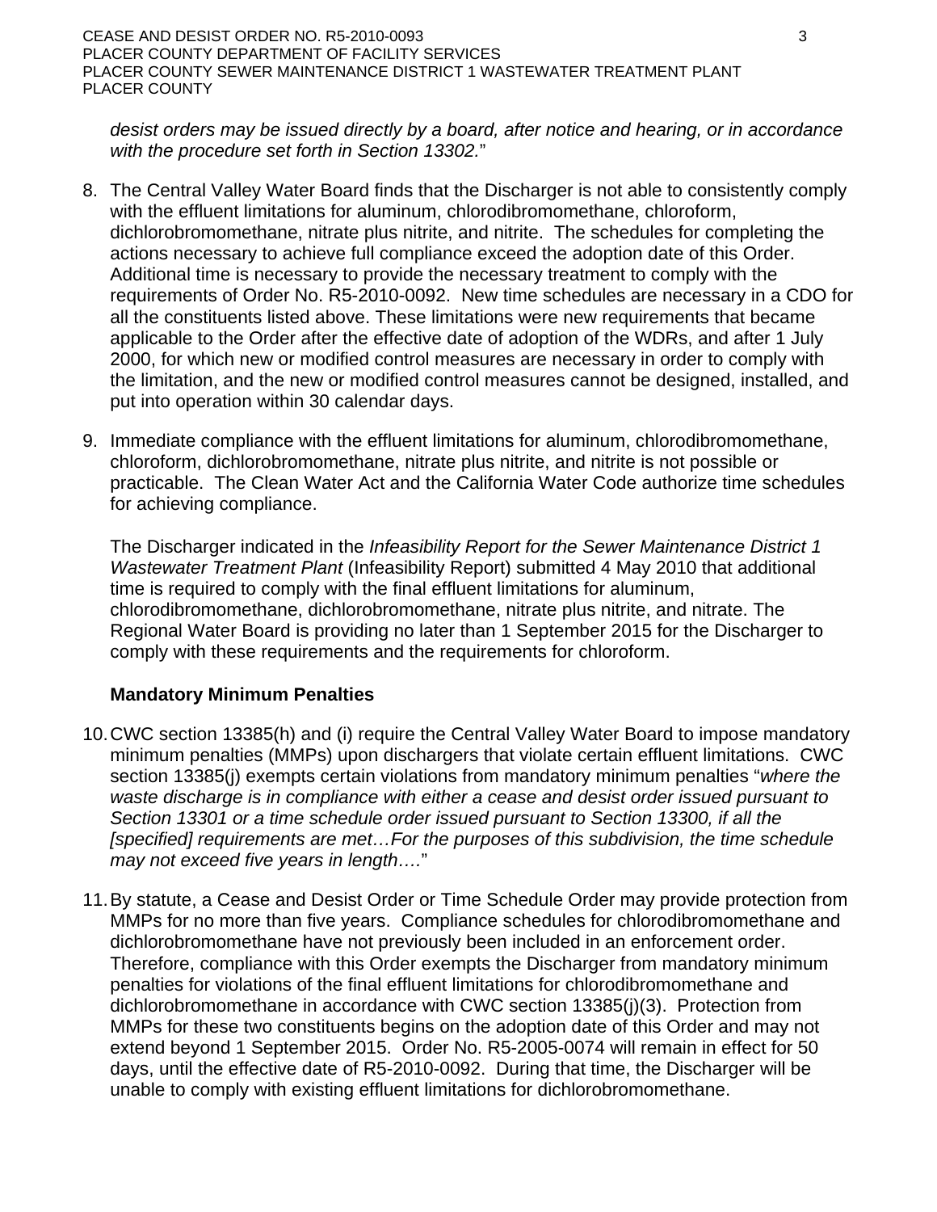*desist orders may be issued directly by a board, after notice and hearing, or in accordance with the procedure set forth in Section 13302.*"

8. The Central Valley Water Board finds that the Discharger is not able to consistently comply with the effluent limitations for aluminum, chlorodibromomethane, chloroform, dichlorobromomethane, nitrate plus nitrite, and nitrite. The schedules for completing the actions necessary to achieve full compliance exceed the adoption date of this Order. Additional time is necessary to provide the necessary treatment to comply with the requirements of Order No. R5-2010-0092. New time schedules are necessary in a CDO for all the constituents listed above. These limitations were new requirements that became applicable to the Order after the effective date of adoption of the WDRs, and after 1 July 2000, for which new or modified control measures are necessary in order to comply with the limitation, and the new or modified control measures cannot be designed, installed, and put into operation within 30 calendar days.

9. Immediate compliance with the effluent limitations for aluminum, chlorodibromomethane, chloroform, dichlorobromomethane, nitrate plus nitrite, and nitrite is not possible or practicable. The Clean Water Act and the California Water Code authorize time schedules for achieving compliance.

   The Discharger indicated in the *Infeasibility Report for the Sewer Maintenance District 1 Wastewater Treatment Plant* (Infeasibility Report) submitted 4 May 2010 that additional time is required to comply with the final effluent limitations for aluminum, chlorodibromomethane, dichlorobromomethane, nitrate plus nitrite, and nitrate. The Regional Water Board is providing no later than 1 September 2015 for the Discharger to comply with these requirements and the requirements for chloroform.

### Mandatory Minimum Penalties

10. CWC section 13385(h) and (i) require the Central Valley Water Board to impose mandatory minimum penalties (MMPs) upon dischargers that violate certain effluent limitations. CWC section 13385(j) exempts certain violations from mandatory minimum penalties "*where the waste discharge is in compliance with either a cease and desist order issued pursuant to Section 13301 or a time schedule order issued pursuant to Section 13300, if all the [specified] requirements are met…For the purposes of this subdivision, the time schedule may not exceed five years in length….*"

11. By statute, a Cease and Desist Order or Time Schedule Order may provide protection from MMPs for no more than five years. Compliance schedules for chlorodibromomethane and dichlorobromomethane have not previously been included in an enforcement order. Therefore, compliance with this Order exempts the Discharger from mandatory minimum penalties for violations of the final effluent limitations for chlorodibromomethane and dichlorobromomethane in accordance with CWC section 13385(j)(3). Protection from MMPs for these two constituents begins on the adoption date of this Order and may not extend beyond 1 September 2015. Order No. R5-2005-0074 will remain in effect for 50 days, until the effective date of R5-2010-0092. During that time, the Discharger will be unable to comply with existing effluent limitations for dichlorobromomethane.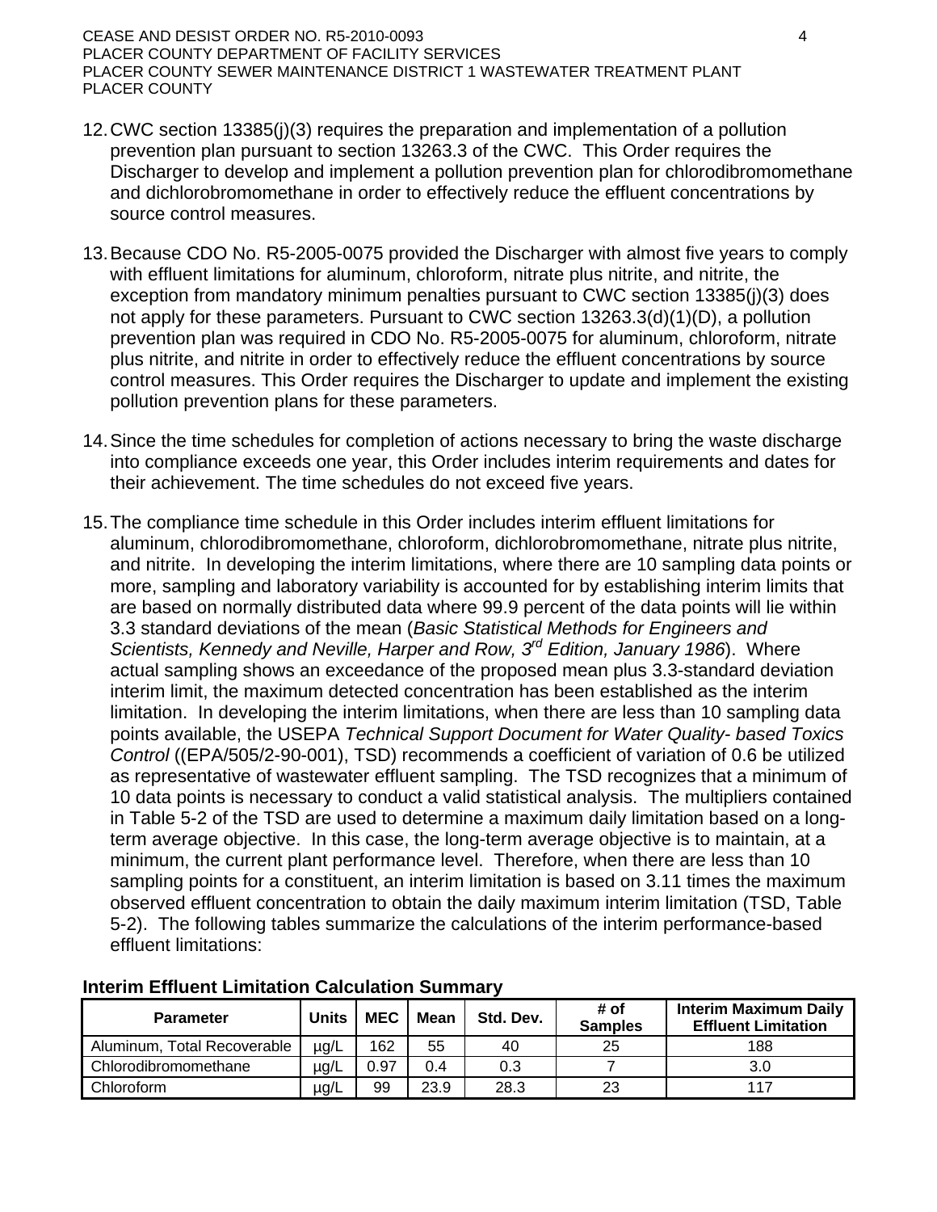12. CWC section 13385(j)(3) requires the preparation and implementation of a pollution prevention plan pursuant to section 13263.3 of the CWC. This Order requires the Discharger to develop and implement a pollution prevention plan for chlorodibromomethane and dichlorobromomethane in order to effectively reduce the effluent concentrations by source control measures.

13. Because CDO No. R5-2005-0075 provided the Discharger with almost five years to comply with effluent limitations for aluminum, chloroform, nitrate plus nitrite, and nitrite, the exception from mandatory minimum penalties pursuant to CWC section 13385(j)(3) does not apply for these parameters. Pursuant to CWC section 13263.3(d)(1)(D), a pollution prevention plan was required in CDO No. R5-2005-0075 for aluminum, chloroform, nitrate plus nitrite, and nitrite in order to effectively reduce the effluent concentrations by source control measures. This Order requires the Discharger to update and implement the existing pollution prevention plans for these parameters.

14. Since the time schedules for completion of actions necessary to bring the waste discharge into compliance exceeds one year, this Order includes interim requirements and dates for their achievement. The time schedules do not exceed five years.

15. The compliance time schedule in this Order includes interim effluent limitations for aluminum, chlorodibromomethane, chloroform, dichlorobromomethane, nitrate plus nitrite, and nitrite. In developing the interim limitations, where there are 10 sampling data points or more, sampling and laboratory variability is accounted for by establishing interim limits that are based on normally distributed data where 99.9 percent of the data points will lie within 3.3 standard deviations of the mean (*Basic Statistical Methods for Engineers and Scientists, Kennedy and Neville, Harper and Row, 3rd Edition, January 1986*). Where actual sampling shows an exceedance of the proposed mean plus 3.3-standard deviation interim limit, the maximum detected concentration has been established as the interim limitation. In developing the interim limitations, when there are less than 10 sampling data points available, the USEPA *Technical Support Document for Water Quality- based Toxics Control* ((EPA/505/2-90-001), TSD) recommends a coefficient of variation of 0.6 be utilized as representative of wastewater effluent sampling. The TSD recognizes that a minimum of 10 data points is necessary to conduct a valid statistical analysis. The multipliers contained in Table 5-2 of the TSD are used to determine a maximum daily limitation based on a long-term average objective. In this case, the long-term average objective is to maintain, at a minimum, the current plant performance level. Therefore, when there are less than 10 sampling points for a constituent, an interim limitation is based on 3.11 times the maximum observed effluent concentration to obtain the daily maximum interim limitation (TSD, Table 5-2). The following tables summarize the calculations of the interim performance-based effluent limitations:

**Interim Effluent Limitation Calculation Summary**

| Parameter | Units | MEC | Mean | Std. Dev. | # of Samples | Interim Maximum Daily Effluent Limitation |
|---|---|---|---|---|---|---|
| Aluminum, Total Recoverable | µg/L | 162 | 55 | 40 | 25 | 188 |
| Chlorodibromomethane | µg/L | 0.97 | 0.4 | 0.3 | 7 | 3.0 |
| Chloroform | µg/L | 99 | 23.9 | 28.3 | 23 | 117 |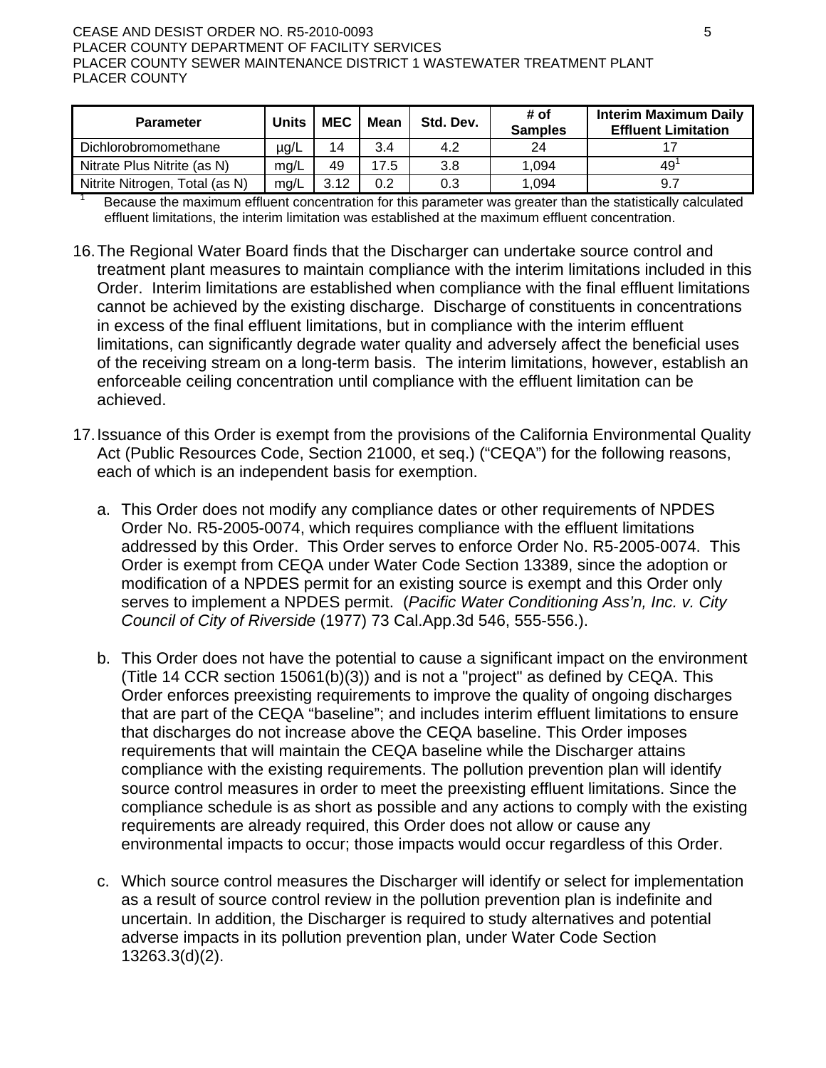| Parameter | Units | MEC | Mean | Std. Dev. | # of Samples | Interim Maximum Daily Effluent Limitation |
|---|---|---|---|---|---|---|
| Dichlorobromomethane | µg/L | 14 | 3.4 | 4.2 | 24 | 17 |
| Nitrate Plus Nitrite (as N) | mg/L | 49 | 17.5 | 3.8 | 1,094 | 49[1] |
| Nitrite Nitrogen, Total (as N) | mg/L | 3.12 | 0.2 | 0.3 | 1,094 | 9.7 |

[1] Because the maximum effluent concentration for this parameter was greater than the statistically calculated effluent limitations, the interim limitation was established at the maximum effluent concentration.

16. The Regional Water Board finds that the Discharger can undertake source control and treatment plant measures to maintain compliance with the interim limitations included in this Order. Interim limitations are established when compliance with the final effluent limitations cannot be achieved by the existing discharge. Discharge of constituents in concentrations in excess of the final effluent limitations, but in compliance with the interim effluent limitations, can significantly degrade water quality and adversely affect the beneficial uses of the receiving stream on a long-term basis. The interim limitations, however, establish an enforceable ceiling concentration until compliance with the effluent limitation can be achieved.

17. Issuance of this Order is exempt from the provisions of the California Environmental Quality Act (Public Resources Code, Section 21000, et seq.) ("CEQA") for the following reasons, each of which is an independent basis for exemption.

    a. This Order does not modify any compliance dates or other requirements of NPDES Order No. R5-2005-0074, which requires compliance with the effluent limitations addressed by this Order. This Order serves to enforce Order No. R5-2005-0074. This Order is exempt from CEQA under Water Code Section 13389, since the adoption or modification of a NPDES permit for an existing source is exempt and this Order only serves to implement a NPDES permit. (*Pacific Water Conditioning Ass'n, Inc. v. City Council of City of Riverside* (1977) 73 Cal.App.3d 546, 555-556.).

    b. This Order does not have the potential to cause a significant impact on the environment (Title 14 CCR section 15061(b)(3)) and is not a "project" as defined by CEQA. This Order enforces preexisting requirements to improve the quality of ongoing discharges that are part of the CEQA "baseline"; and includes interim effluent limitations to ensure that discharges do not increase above the CEQA baseline. This Order imposes requirements that will maintain the CEQA baseline while the Discharger attains compliance with the existing requirements. The pollution prevention plan will identify source control measures in order to meet the preexisting effluent limitations. Since the compliance schedule is as short as possible and any actions to comply with the existing requirements are already required, this Order does not allow or cause any environmental impacts to occur; those impacts would occur regardless of this Order.

    c. Which source control measures the Discharger will identify or select for implementation as a result of source control review in the pollution prevention plan is indefinite and uncertain. In addition, the Discharger is required to study alternatives and potential adverse impacts in its pollution prevention plan, under Water Code Section 13263.3(d)(2).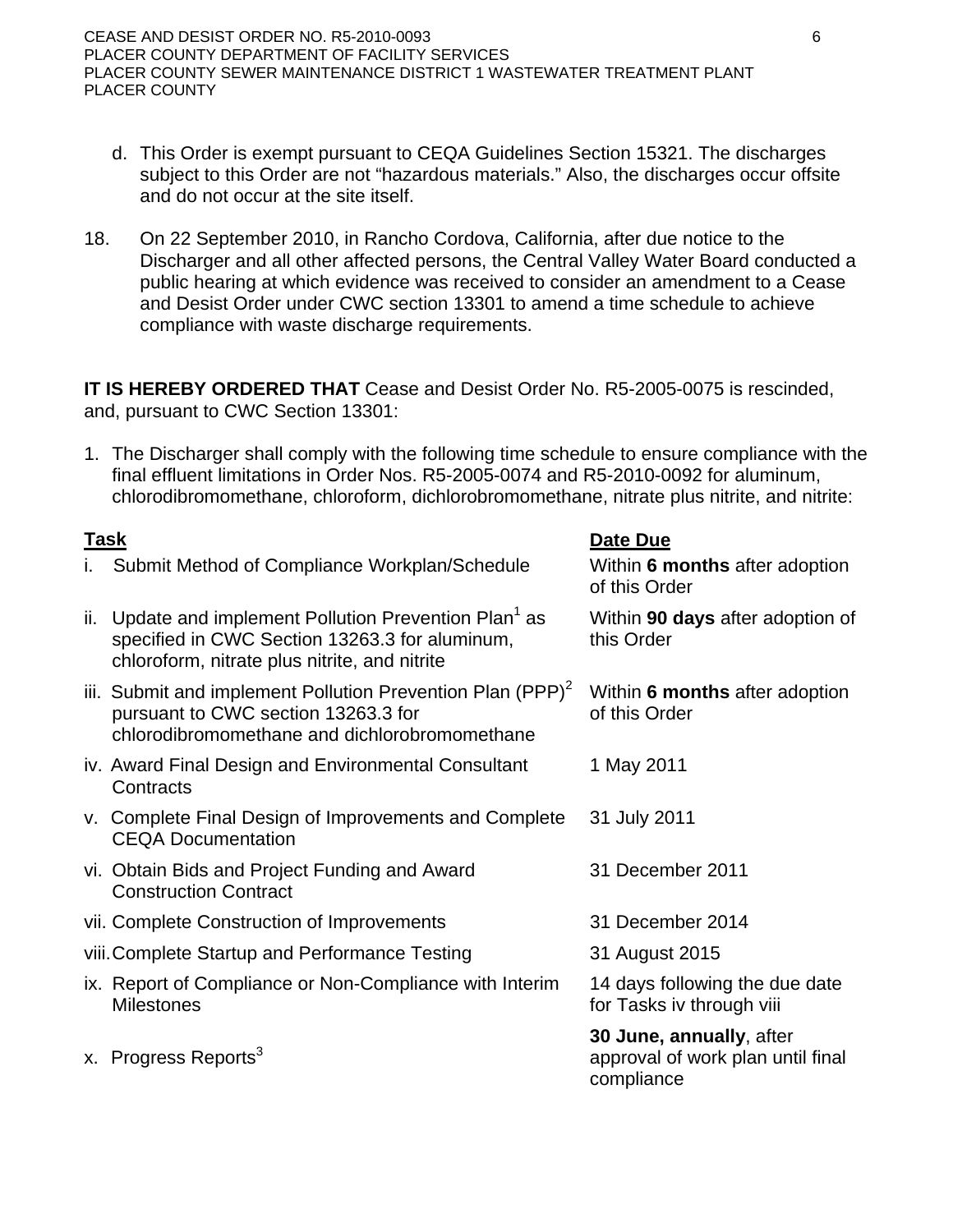d. This Order is exempt pursuant to CEQA Guidelines Section 15321. The discharges subject to this Order are not "hazardous materials." Also, the discharges occur offsite and do not occur at the site itself.

18. On 22 September 2010, in Rancho Cordova, California, after due notice to the Discharger and all other affected persons, the Central Valley Water Board conducted a public hearing at which evidence was received to consider an amendment to a Cease and Desist Order under CWC section 13301 to amend a time schedule to achieve compliance with waste discharge requirements.

**IT IS HEREBY ORDERED THAT** Cease and Desist Order No. R5-2005-0075 is rescinded, and, pursuant to CWC Section 13301:

1. The Discharger shall comply with the following time schedule to ensure compliance with the final effluent limitations in Order Nos. R5-2005-0074 and R5-2010-0092 for aluminum, chlorodibromomethane, chloroform, dichlorobromomethane, nitrate plus nitrite, and nitrite:

| Task | Date Due |
|---|---|
| i. Submit Method of Compliance Workplan/Schedule | Within **6 months** after adoption of this Order |
| ii. Update and implement Pollution Prevention Plan[1] as specified in CWC Section 13263.3 for aluminum, chloroform, nitrate plus nitrite, and nitrite | Within **90 days** after adoption of this Order |
| iii. Submit and implement Pollution Prevention Plan (PPP)[2] pursuant to CWC section 13263.3 for chlorodibromomethane and dichlorobromomethane | Within **6 months** after adoption of this Order |
| iv. Award Final Design and Environmental Consultant Contracts | 1 May 2011 |
| v. Complete Final Design of Improvements and Complete CEQA Documentation | 31 July 2011 |
| vi. Obtain Bids and Project Funding and Award Construction Contract | 31 December 2011 |
| vii. Complete Construction of Improvements | 31 December 2014 |
| viii. Complete Startup and Performance Testing | 31 August 2015 |
| ix. Report of Compliance or Non-Compliance with Interim Milestones | 14 days following the due date for Tasks iv through viii |
| x. Progress Reports[3] | **30 June, annually**, after approval of work plan until final compliance |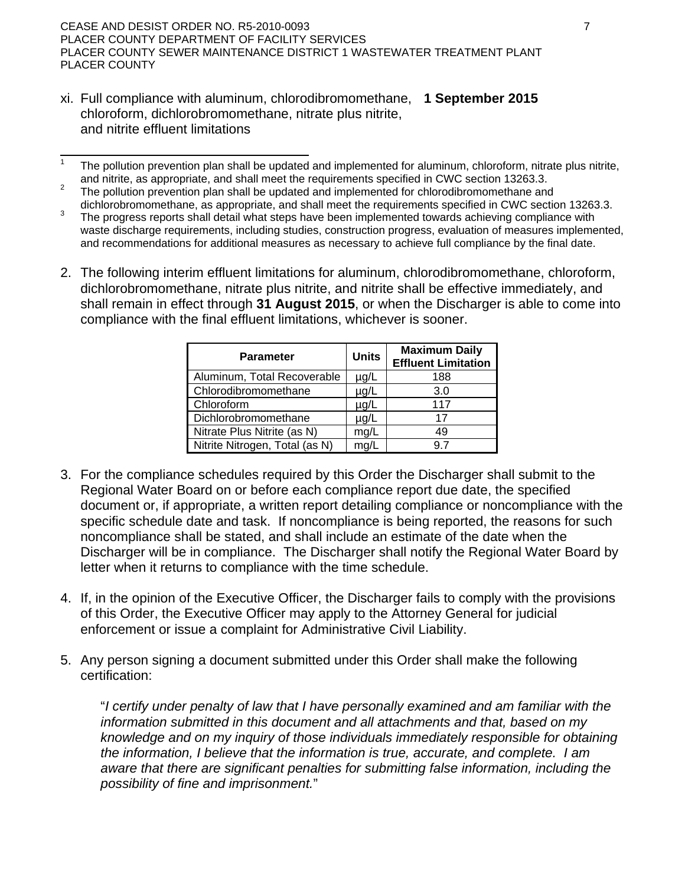xi. Full compliance with aluminum, chlorodibromomethane, chloroform, dichlorobromomethane, nitrate plus nitrite, and nitrite effluent limitations — **1 September 2015**

---

[1] The pollution prevention plan shall be updated and implemented for aluminum, chloroform, nitrate plus nitrite, and nitrite, as appropriate, and shall meet the requirements specified in CWC section 13263.3.

[2] The pollution prevention plan shall be updated and implemented for chlorodibromomethane and dichlorobromomethane, as appropriate, and shall meet the requirements specified in CWC section 13263.3.

[3] The progress reports shall detail what steps have been implemented towards achieving compliance with waste discharge requirements, including studies, construction progress, evaluation of measures implemented, and recommendations for additional measures as necessary to achieve full compliance by the final date.

2. The following interim effluent limitations for aluminum, chlorodibromomethane, chloroform, dichlorobromomethane, nitrate plus nitrite, and nitrite shall be effective immediately, and shall remain in effect through **31 August 2015**, or when the Discharger is able to come into compliance with the final effluent limitations, whichever is sooner.

| Parameter | Units | Maximum Daily Effluent Limitation |
|---|---|---|
| Aluminum, Total Recoverable | µg/L | 188 |
| Chlorodibromomethane | µg/L | 3.0 |
| Chloroform | µg/L | 117 |
| Dichlorobromomethane | µg/L | 17 |
| Nitrate Plus Nitrite (as N) | mg/L | 49 |
| Nitrite Nitrogen, Total (as N) | mg/L | 9.7 |

3. For the compliance schedules required by this Order the Discharger shall submit to the Regional Water Board on or before each compliance report due date, the specified document or, if appropriate, a written report detailing compliance or noncompliance with the specific schedule date and task. If noncompliance is being reported, the reasons for such noncompliance shall be stated, and shall include an estimate of the date when the Discharger will be in compliance. The Discharger shall notify the Regional Water Board by letter when it returns to compliance with the time schedule.

4. If, in the opinion of the Executive Officer, the Discharger fails to comply with the provisions of this Order, the Executive Officer may apply to the Attorney General for judicial enforcement or issue a complaint for Administrative Civil Liability.

5. Any person signing a document submitted under this Order shall make the following certification:

   "*I certify under penalty of law that I have personally examined and am familiar with the information submitted in this document and all attachments and that, based on my knowledge and on my inquiry of those individuals immediately responsible for obtaining the information, I believe that the information is true, accurate, and complete. I am aware that there are significant penalties for submitting false information, including the possibility of fine and imprisonment.*"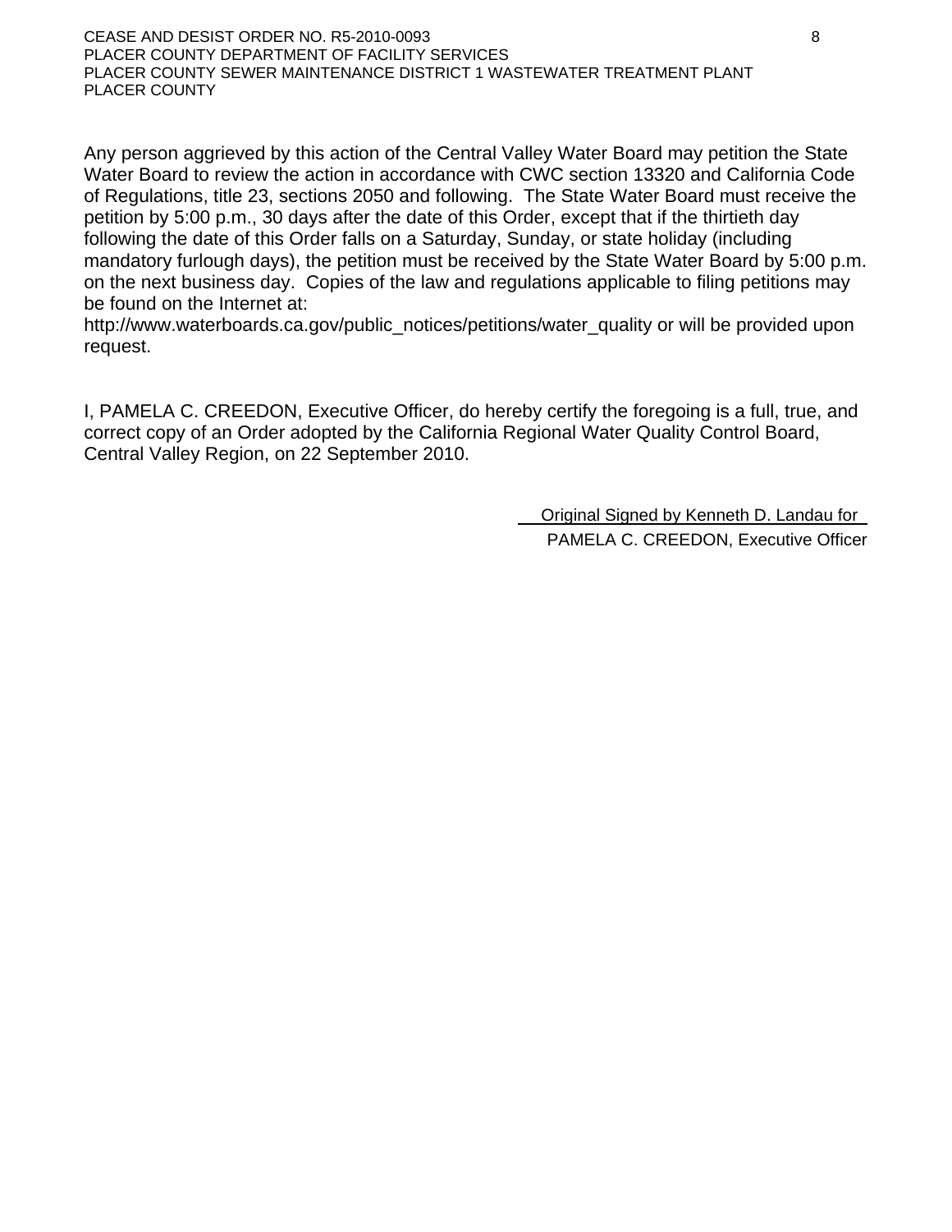Any person aggrieved by this action of the Central Valley Water Board may petition the State Water Board to review the action in accordance with CWC section 13320 and California Code of Regulations, title 23, sections 2050 and following. The State Water Board must receive the petition by 5:00 p.m., 30 days after the date of this Order, except that if the thirtieth day following the date of this Order falls on a Saturday, Sunday, or state holiday (including mandatory furlough days), the petition must be received by the State Water Board by 5:00 p.m. on the next business day. Copies of the law and regulations applicable to filing petitions may be found on the Internet at:
http://www.waterboards.ca.gov/public_notices/petitions/water_quality or will be provided upon request.

I, PAMELA C. CREEDON, Executive Officer, do hereby certify the foregoing is a full, true, and correct copy of an Order adopted by the California Regional Water Quality Control Board, Central Valley Region, on 22 September 2010.

Original Signed by Kenneth D. Landau for
PAMELA C. CREEDON, Executive Officer